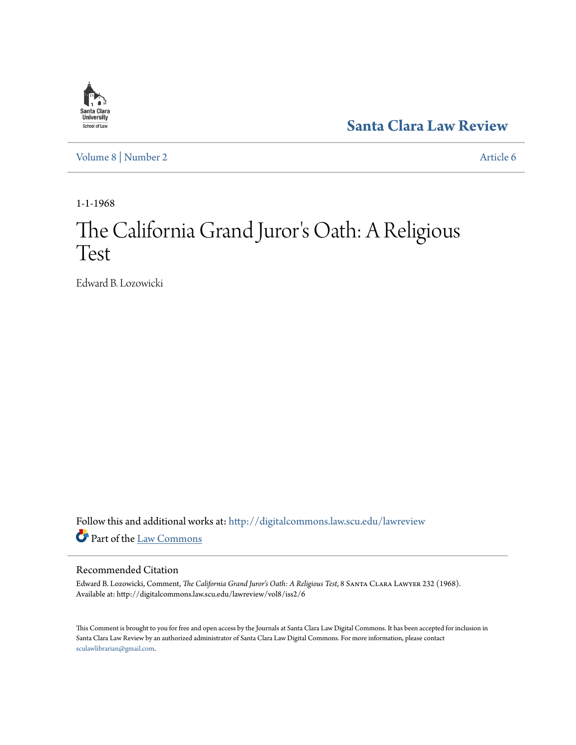Santa Clara Law Review

Volume 8 | Number 2 Article 6

1-1-1968

# The California Grand Juror's Oath: A Religious Test

Edward B. Lozowicki

Follow this and additional works at: http://digitalcommons.law.scu.edu/lawreview

Part of the Law Commons

## Recommended Citation

Edward B. Lozowicki, Comment, *The California Grand Juror's Oath: A Religious Test*, 8 Santa Clara Lawyer 232 (1968).
Available at: http://digitalcommons.law.scu.edu/lawreview/vol8/iss2/6

This Comment is brought to you for free and open access by the Journals at Santa Clara Law Digital Commons. It has been accepted for inclusion in Santa Clara Law Review by an authorized administrator of Santa Clara Law Digital Commons. For more information, please contact sculawlibrarian@gmail.com.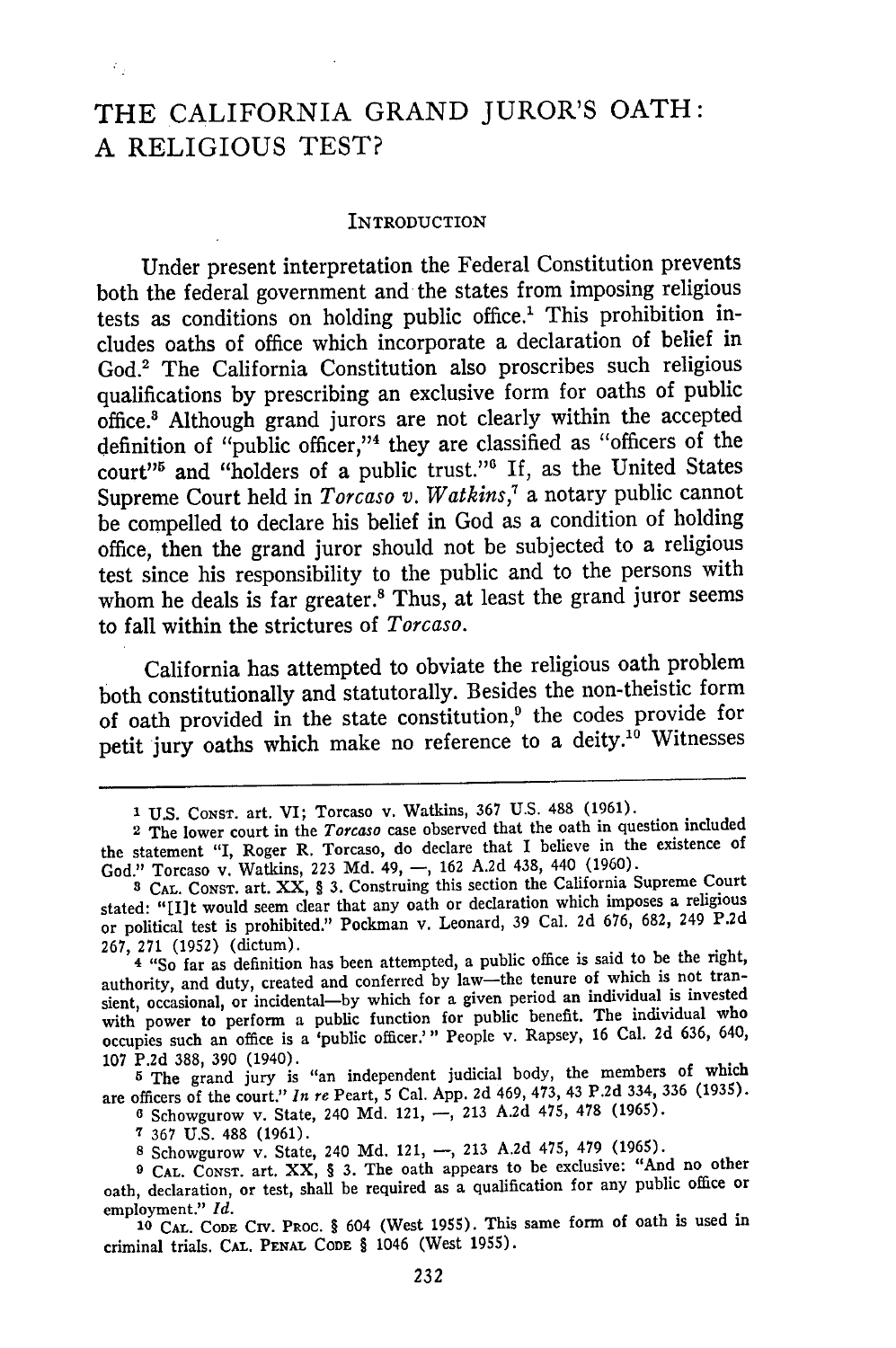# THE CALIFORNIA GRAND JUROR'S OATH: A RELIGIOUS TEST?

## INTRODUCTION

Under present interpretation the Federal Constitution prevents both the federal government and the states from imposing religious tests as conditions on holding public office.[1] This prohibition includes oaths of office which incorporate a declaration of belief in God.[2] The California Constitution also proscribes such religious qualifications by prescribing an exclusive form for oaths of public office.[3] Although grand jurors are not clearly within the accepted definition of "public officer,"[4] they are classified as "officers of the court"[5] and "holders of a public trust."[6] If, as the United States Supreme Court held in *Torcaso v. Watkins*,[7] a notary public cannot be compelled to declare his belief in God as a condition of holding office, then the grand juror should not be subjected to a religious test since his responsibility to the public and to the persons with whom he deals is far greater.[8] Thus, at least the grand juror seems to fall within the strictures of *Torcaso*.

California has attempted to obviate the religious oath problem both constitutionally and statutorily. Besides the non-theistic form of oath provided in the state constitution,[9] the codes provide for petit jury oaths which make no reference to a deity.[10] Witnesses

---

1 U.S. CONST. art. VI; Torcaso v. Watkins, 367 U.S. 488 (1961).

2 The lower court in the *Torcaso* case observed that the oath in question included the statement "I, Roger R. Torcaso, do declare that I believe in the existence of God." Torcaso v. Watkins, 223 Md. 49, —, 162 A.2d 438, 440 (1960).

3 CAL. CONST. art. XX, § 3. Construing this section the California Supreme Court stated: "[I]t would seem clear that any oath or declaration which imposes a religious or political test is prohibited." Pockman v. Leonard, 39 Cal. 2d 676, 682, 249 P.2d 267, 271 (1952) (dictum).

4 "So far as definition has been attempted, a public office is said to be the right, authority, and duty, created and conferred by law—the tenure of which is not transient, occasional, or incidental—by which for a given period an individual is invested with power to perform a public function for public benefit. The individual who occupies such an office is a 'public officer.'" People v. Rapsey, 16 Cal. 2d 636, 640, 107 P.2d 388, 390 (1940).

5 The grand jury is "an independent judicial body, the members of which are officers of the court." *In re* Peart, 5 Cal. App. 2d 469, 473, 43 P.2d 334, 336 (1935).

6 Schowgurow v. State, 240 Md. 121, —, 213 A.2d 475, 478 (1965).

7 367 U.S. 488 (1961).

8 Schowgurow v. State, 240 Md. 121, —, 213 A.2d 475, 479 (1965).

9 CAL. CONST. art. XX, § 3. The oath appears to be exclusive: "And no other oath, declaration, or test, shall be required as a qualification for any public office or employment." *Id.*

10 CAL. CODE CIV. PROC. § 604 (West 1955). This same form of oath is used in criminal trials. CAL. PENAL CODE § 1046 (West 1955).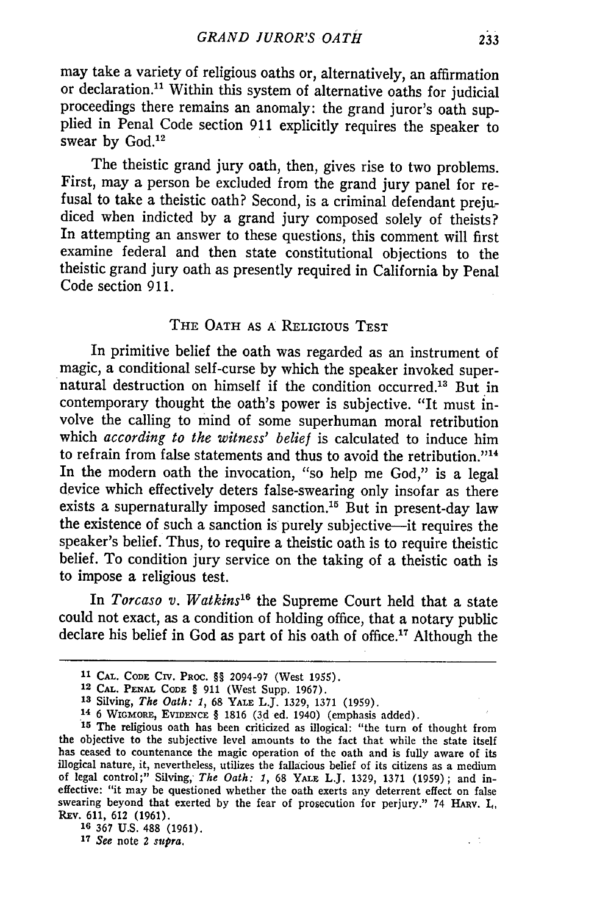may take a variety of religious oaths or, alternatively, an affirmation or declaration.[11] Within this system of alternative oaths for judicial proceedings there remains an anomaly: the grand juror's oath supplied in Penal Code section 911 explicitly requires the speaker to swear by God.[12]

The theistic grand jury oath, then, gives rise to two problems. First, may a person be excluded from the grand jury panel for refusal to take a theistic oath? Second, is a criminal defendant prejudiced when indicted by a grand jury composed solely of theists? In attempting an answer to these questions, this comment will first examine federal and then state constitutional objections to the theistic grand jury oath as presently required in California by Penal Code section 911.

## The Oath as a Religious Test

In primitive belief the oath was regarded as an instrument of magic, a conditional self-curse by which the speaker invoked supernatural destruction on himself if the condition occurred.[13] But in contemporary thought the oath's power is subjective. "It must involve the calling to mind of some superhuman moral retribution which *according to the witness' belief* is calculated to induce him to refrain from false statements and thus to avoid the retribution."[14] In the modern oath the invocation, "so help me God," is a legal device which effectively deters false-swearing only insofar as there exists a supernaturally imposed sanction.[15] But in present-day law the existence of such a sanction is purely subjective—it requires the speaker's belief. Thus, to require a theistic oath is to require theistic belief. To condition jury service on the taking of a theistic oath is to impose a religious test.

In *Torcaso v. Watkins*[16] the Supreme Court held that a state could not exact, as a condition of holding office, that a notary public declare his belief in God as part of his oath of office.[17] Although the

---

[11] Cal. Code Civ. Proc. §§ 2094-97 (West 1955).

[12] Cal. Penal Code § 911 (West Supp. 1967).

[13] Silving, *The Oath: I*, 68 Yale L.J. 1329, 1371 (1959).

[14] 6 Wigmore, Evidence § 1816 (3d ed. 1940) (emphasis added).

[15] The religious oath has been criticized as illogical: "the turn of thought from the objective to the subjective level amounts to the fact that while the state itself has ceased to countenance the magic operation of the oath and is fully aware of its illogical nature, it, nevertheless, utilizes the fallacious belief of its citizens as a medium of legal control;" Silving, *The Oath: I*, 68 Yale L.J. 1329, 1371 (1959); and ineffective: "it may be questioned whether the oath exerts any deterrent effect on false swearing beyond that exerted by the fear of prosecution for perjury." 74 Harv. L. Rev. 611, 612 (1961).

[16] 367 U.S. 488 (1961).

[17] *See* note 2 *supra*.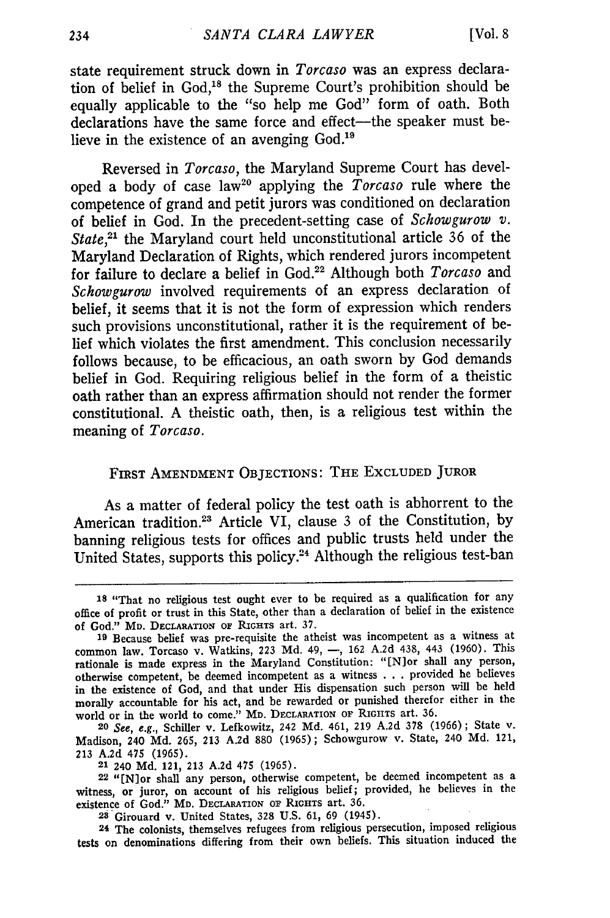state requirement struck down in *Torcaso* was an express declaration of belief in God,[18] the Supreme Court's prohibition should be equally applicable to the "so help me God" form of oath. Both declarations have the same force and effect—the speaker must believe in the existence of an avenging God.[19]

Reversed in *Torcaso*, the Maryland Supreme Court has developed a body of case law[20] applying the *Torcaso* rule where the competence of grand and petit jurors was conditioned on declaration of belief in God. In the precedent-setting case of *Schowgurow v. State*,[21] the Maryland court held unconstitutional article 36 of the Maryland Declaration of Rights, which rendered jurors incompetent for failure to declare a belief in God.[22] Although both *Torcaso* and *Schowgurow* involved requirements of an express declaration of belief, it seems that it is not the form of expression which renders such provisions unconstitutional, rather it is the requirement of belief which violates the first amendment. This conclusion necessarily follows because, to be efficacious, an oath sworn by God demands belief in God. Requiring religious belief in the form of a theistic oath rather than an express affirmation should not render the former constitutional. A theistic oath, then, is a religious test within the meaning of *Torcaso*.

## First Amendment Objections: The Excluded Juror

As a matter of federal policy the test oath is abhorrent to the American tradition.[23] Article VI, clause 3 of the Constitution, by banning religious tests for offices and public trusts held under the United States, supports this policy.[24] Although the religious test-ban

---

[18] "That no religious test ought ever to be required as a qualification for any office of profit or trust in this State, other than a declaration of belief in the existence of God." Md. Declaration of Rights art. 37.

[19] Because belief was pre-requisite the atheist was incompetent as a witness at common law. Torcaso v. Watkins, 223 Md. 49, —, 162 A.2d 438, 443 (1960). This rationale is made express in the Maryland Constitution: "[N]or shall any person, otherwise competent, be deemed incompetent as a witness . . . provided he believes in the existence of God, and that under His dispensation such person will be held morally accountable for his act, and be rewarded or punished therefor either in the world or in the world to come." Md. Declaration of Rights art. 36.

[20] *See, e.g.*, Schiller v. Lefkowitz, 242 Md. 461, 219 A.2d 378 (1966); State v. Madison, 240 Md. 265, 213 A.2d 880 (1965); Schowgurow v. State, 240 Md. 121, 213 A.2d 475 (1965).

[21] 240 Md. 121, 213 A.2d 475 (1965).

[22] "[N]or shall any person, otherwise competent, be deemed incompetent as a witness, or juror, on account of his religious belief; provided, he believes in the existence of God." Md. Declaration of Rights art. 36.

[23] Girouard v. United States, 328 U.S. 61, 69 (1945).

[24] The colonists, themselves refugees from religious persecution, imposed religious tests on denominations differing from their own beliefs. This situation induced the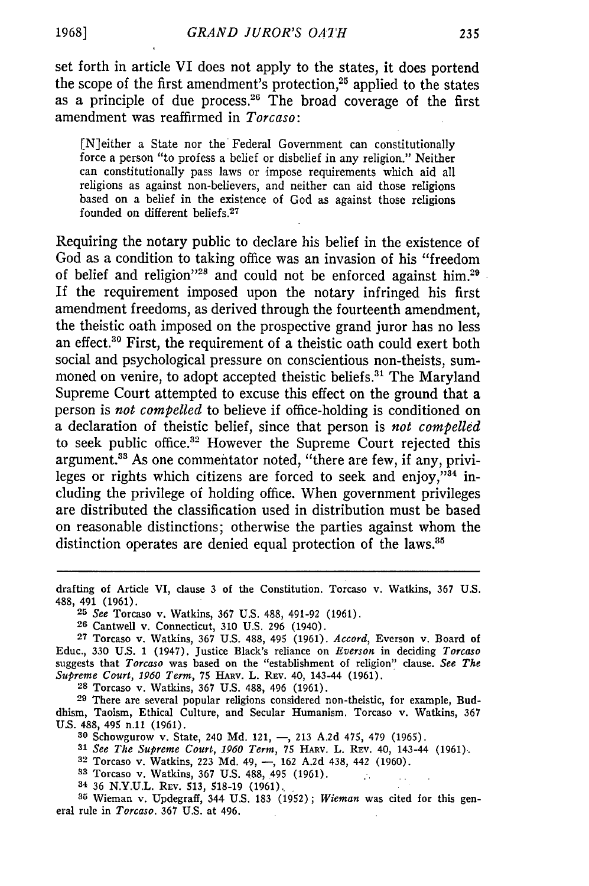set forth in article VI does not apply to the states, it does portend the scope of the first amendment's protection,[25] applied to the states as a principle of due process.[26] The broad coverage of the first amendment was reaffirmed in *Torcaso*:

> [N]either a State nor the Federal Government can constitutionally force a person "to profess a belief or disbelief in any religion." Neither can constitutionally pass laws or impose requirements which aid all religions as against non-believers, and neither can aid those religions based on a belief in the existence of God as against those religions founded on different beliefs.[27]

Requiring the notary public to declare his belief in the existence of God as a condition to taking office was an invasion of his "freedom of belief and religion"[28] and could not be enforced against him.[29] If the requirement imposed upon the notary infringed his first amendment freedoms, as derived through the fourteenth amendment, the theistic oath imposed on the prospective grand juror has no less an effect.[30] First, the requirement of a theistic oath could exert both social and psychological pressure on conscientious non-theists, summoned on venire, to adopt accepted theistic beliefs.[31] The Maryland Supreme Court attempted to excuse this effect on the ground that a person is *not compelled* to believe if office-holding is conditioned on a declaration of theistic belief, since that person is *not compelled* to seek public office.[32] However the Supreme Court rejected this argument.[33] As one commentator noted, "there are few, if any, privileges or rights which citizens are forced to seek and enjoy,"[34] including the privilege of holding office. When government privileges are distributed the classification used in distribution must be based on reasonable distinctions; otherwise the parties against whom the distinction operates are denied equal protection of the laws.[35]

---

drafting of Article VI, clause 3 of the Constitution. Torcaso v. Watkins, 367 U.S. 488, 491 (1961).

[25] *See* Torcaso v. Watkins, 367 U.S. 488, 491-92 (1961).

[26] Cantwell v. Connecticut, 310 U.S. 296 (1940).

[27] Torcaso v. Watkins, 367 U.S. 488, 495 (1961). *Accord*, Everson v. Board of Educ., 330 U.S. 1 (1947). Justice Black's reliance on *Everson* in deciding *Torcaso* suggests that *Torcaso* was based on the "establishment of religion" clause. *See The Supreme Court, 1960 Term*, 75 HARV. L. REV. 40, 143-44 (1961).

[28] Torcaso v. Watkins, 367 U.S. 488, 496 (1961).

[29] There are several popular religions considered non-theistic, for example, Buddhism, Taoism, Ethical Culture, and Secular Humanism. Torcaso v. Watkins, 367 U.S. 488, 495 n.11 (1961).

[30] Schowgurow v. State, 240 Md. 121, —, 213 A.2d 475, 479 (1965).

[31] *See The Supreme Court, 1960 Term*, 75 HARV. L. REV. 40, 143-44 (1961).

[32] Torcaso v. Watkins, 223 Md. 49, —, 162 A.2d 438, 442 (1960).

[33] Torcaso v. Watkins, 367 U.S. 488, 495 (1961).

[34] 36 N.Y.U.L. REV. 513, 518-19 (1961).

[35] Wieman v. Updegraff, 344 U.S. 183 (1952); *Wieman* was cited for this general rule in *Torcaso*. 367 U.S. at 496.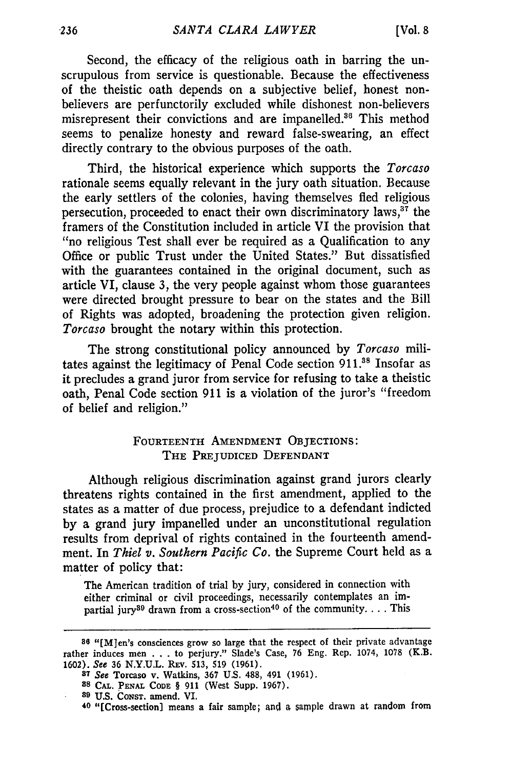Second, the efficacy of the religious oath in barring the unscrupulous from service is questionable. Because the effectiveness of the theistic oath depends on a subjective belief, honest non-believers are perfunctorily excluded while dishonest non-believers misrepresent their convictions and are impanelled.[36] This method seems to penalize honesty and reward false-swearing, an effect directly contrary to the obvious purposes of the oath.

Third, the historical experience which supports the *Torcaso* rationale seems equally relevant in the jury oath situation. Because the early settlers of the colonies, having themselves fled religious persecution, proceeded to enact their own discriminatory laws,[37] the framers of the Constitution included in article VI the provision that "no religious Test shall ever be required as a Qualification to any Office or public Trust under the United States." But dissatisfied with the guarantees contained in the original document, such as article VI, clause 3, the very people against whom those guarantees were directed brought pressure to bear on the states and the Bill of Rights was adopted, broadening the protection given religion. *Torcaso* brought the notary within this protection.

The strong constitutional policy announced by *Torcaso* militates against the legitimacy of Penal Code section 911.[38] Insofar as it precludes a grand juror from service for refusing to take a theistic oath, Penal Code section 911 is a violation of the juror's "freedom of belief and religion."

## FOURTEENTH AMENDMENT OBJECTIONS: THE PREJUDICED DEFENDANT

Although religious discrimination against grand jurors clearly threatens rights contained in the first amendment, applied to the states as a matter of due process, prejudice to a defendant indicted by a grand jury impanelled under an unconstitutional regulation results from deprivation of rights contained in the fourteenth amendment. In *Thiel v. Southern Pacific Co.* the Supreme Court held as a matter of policy that:

> The American tradition of trial by jury, considered in connection with either criminal or civil proceedings, necessarily contemplates an impartial jury[39] drawn from a cross-section[40] of the community. . . . This

---

[36] "[M]en's consciences grow so large that the respect of their private advantage rather induces men . . . to perjury." Slade's Case, 76 Eng. Rep. 1074, 1078 (K.B. 1602). *See* 36 N.Y.U.L. REV. 513, 519 (1961).

[37] *See* Torcaso v. Watkins, 367 U.S. 488, 491 (1961).

[38] CAL. PENAL CODE § 911 (West Supp. 1967).

[39] U.S. CONST. amend. VI.

[40] "[Cross-section] means a fair sample; and a sample drawn at random from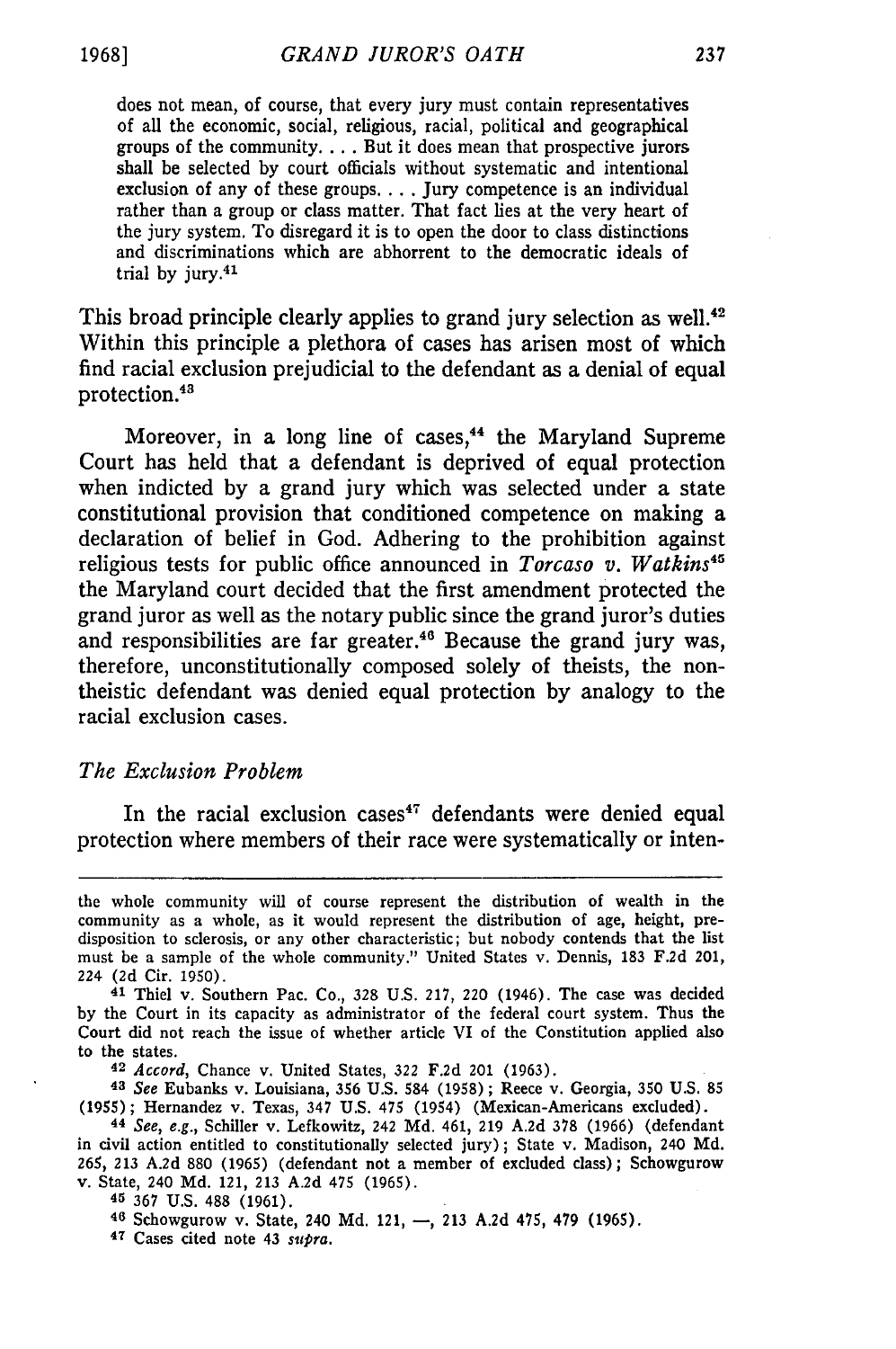does not mean, of course, that every jury must contain representatives of all the economic, social, religious, racial, political and geographical groups of the community. . . . But it does mean that prospective jurors shall be selected by court officials without systematic and intentional exclusion of any of these groups. . . . Jury competence is an individual rather than a group or class matter. That fact lies at the very heart of the jury system. To disregard it is to open the door to class distinctions and discriminations which are abhorrent to the democratic ideals of trial by jury.[41]

This broad principle clearly applies to grand jury selection as well.[42] Within this principle a plethora of cases has arisen most of which find racial exclusion prejudicial to the defendant as a denial of equal protection.[43]

Moreover, in a long line of cases,[44] the Maryland Supreme Court has held that a defendant is deprived of equal protection when indicted by a grand jury which was selected under a state constitutional provision that conditioned competence on making a declaration of belief in God. Adhering to the prohibition against religious tests for public office announced in *Torcaso v. Watkins*[45] the Maryland court decided that the first amendment protected the grand juror as well as the notary public since the grand juror's duties and responsibilities are far greater.[46] Because the grand jury was, therefore, unconstitutionally composed solely of theists, the non-theistic defendant was denied equal protection by analogy to the racial exclusion cases.

*The Exclusion Problem*

In the racial exclusion cases[47] defendants were denied equal protection where members of their race were systematically or inten-

---

the whole community will of course represent the distribution of wealth in the community as a whole, as it would represent the distribution of age, height, predisposition to sclerosis, or any other characteristic; but nobody contends that the list must be a sample of the whole community." United States v. Dennis, 183 F.2d 201, 224 (2d Cir. 1950).

[41] Thiel v. Southern Pac. Co., 328 U.S. 217, 220 (1946). The case was decided by the Court in its capacity as administrator of the federal court system. Thus the Court did not reach the issue of whether article VI of the Constitution applied also to the states.

[42] *Accord*, Chance v. United States, 322 F.2d 201 (1963).

[43] *See* Eubanks v. Louisiana, 356 U.S. 584 (1958); Reece v. Georgia, 350 U.S. 85 (1955); Hernandez v. Texas, 347 U.S. 475 (1954) (Mexican-Americans excluded).

[44] *See, e.g.*, Schiller v. Lefkowitz, 242 Md. 461, 219 A.2d 378 (1966) (defendant in civil action entitled to constitutionally selected jury); State v. Madison, 240 Md. 265, 213 A.2d 880 (1965) (defendant not a member of excluded class); Schowgurow v. State, 240 Md. 121, 213 A.2d 475 (1965).

[45] 367 U.S. 488 (1961).

[46] Schowgurow v. State, 240 Md. 121, —, 213 A.2d 475, 479 (1965).

[47] Cases cited note 43 *supra*.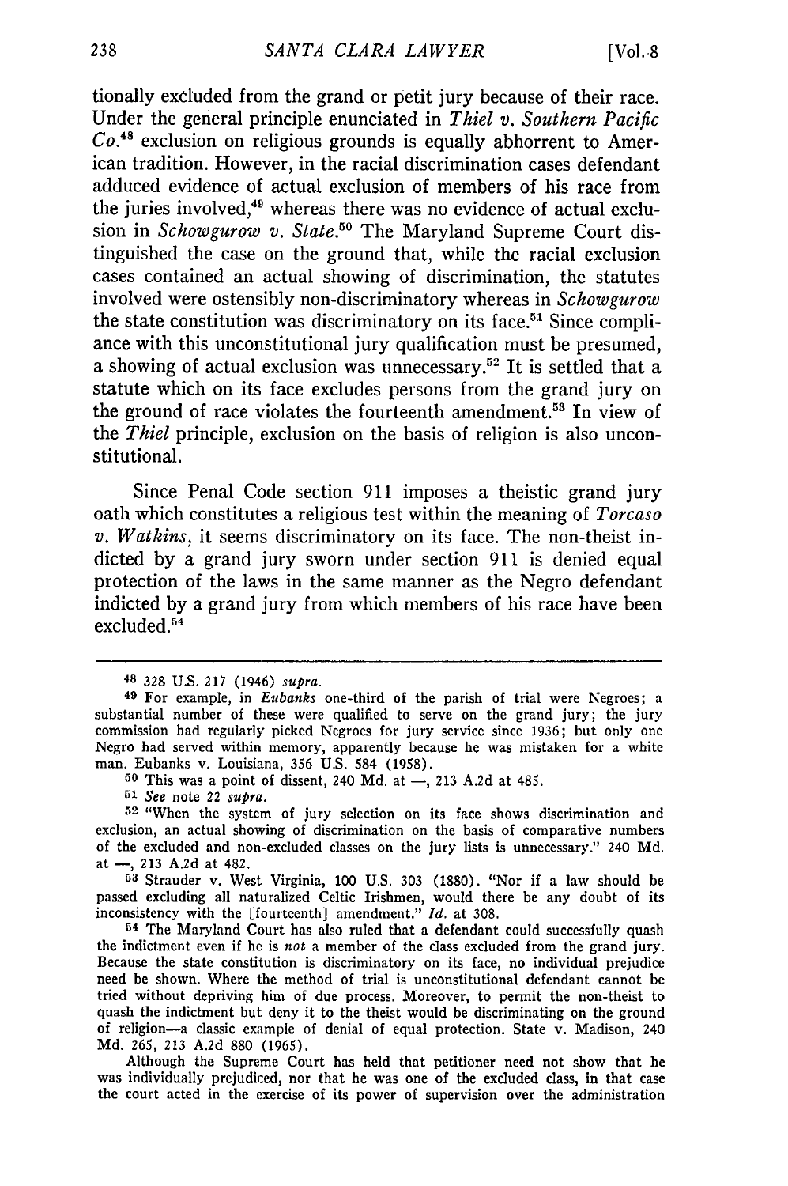tionally excluded from the grand or petit jury because of their race. Under the general principle enunciated in *Thiel v. Southern Pacific Co.*[48] exclusion on religious grounds is equally abhorrent to American tradition. However, in the racial discrimination cases defendant adduced evidence of actual exclusion of members of his race from the juries involved,[49] whereas there was no evidence of actual exclusion in *Schowgurow v. State*.[50] The Maryland Supreme Court distinguished the case on the ground that, while the racial exclusion cases contained an actual showing of discrimination, the statutes involved were ostensibly non-discriminatory whereas in *Schowgurow* the state constitution was discriminatory on its face.[51] Since compliance with this unconstitutional jury qualification must be presumed, a showing of actual exclusion was unnecessary.[52] It is settled that a statute which on its face excludes persons from the grand jury on the ground of race violates the fourteenth amendment.[53] In view of the *Thiel* principle, exclusion on the basis of religion is also unconstitutional.

Since Penal Code section 911 imposes a theistic grand jury oath which constitutes a religious test within the meaning of *Torcaso v. Watkins*, it seems discriminatory on its face. The non-theist indicted by a grand jury sworn under section 911 is denied equal protection of the laws in the same manner as the Negro defendant indicted by a grand jury from which members of his race have been excluded.[54]

---

[48] 328 U.S. 217 (1946) *supra*.

[49] For example, in *Eubanks* one-third of the parish of trial were Negroes; a substantial number of these were qualified to serve on the grand jury; the jury commission had regularly picked Negroes for jury service since 1936; but only one Negro had served within memory, apparently because he was mistaken for a white man. Eubanks v. Louisiana, 356 U.S. 584 (1958).

[50] This was a point of dissent, 240 Md. at —, 213 A.2d at 485.

[51] *See* note 22 *supra*.

[52] "When the system of jury selection on its face shows discrimination and exclusion, an actual showing of discrimination on the basis of comparative numbers of the excluded and non-excluded classes on the jury lists is unnecessary." 240 Md. at —, 213 A.2d at 482.

[53] Strauder v. West Virginia, 100 U.S. 303 (1880). "Nor if a law should be passed excluding all naturalized Celtic Irishmen, would there be any doubt of its inconsistency with the [fourteenth] amendment." *Id.* at 308.

[54] The Maryland Court has also ruled that a defendant could successfully quash the indictment even if he is *not* a member of the class excluded from the grand jury. Because the state constitution is discriminatory on its face, no individual prejudice need be shown. Where the method of trial is unconstitutional defendant cannot be tried without depriving him of due process. Moreover, to permit the non-theist to quash the indictment but deny it to the theist would be discriminating on the ground of religion—a classic example of denial of equal protection. State v. Madison, 240 Md. 265, 213 A.2d 880 (1965).

Although the Supreme Court has held that petitioner need not show that he was individually prejudiced, nor that he was one of the excluded class, in that case the court acted in the exercise of its power of supervision over the administration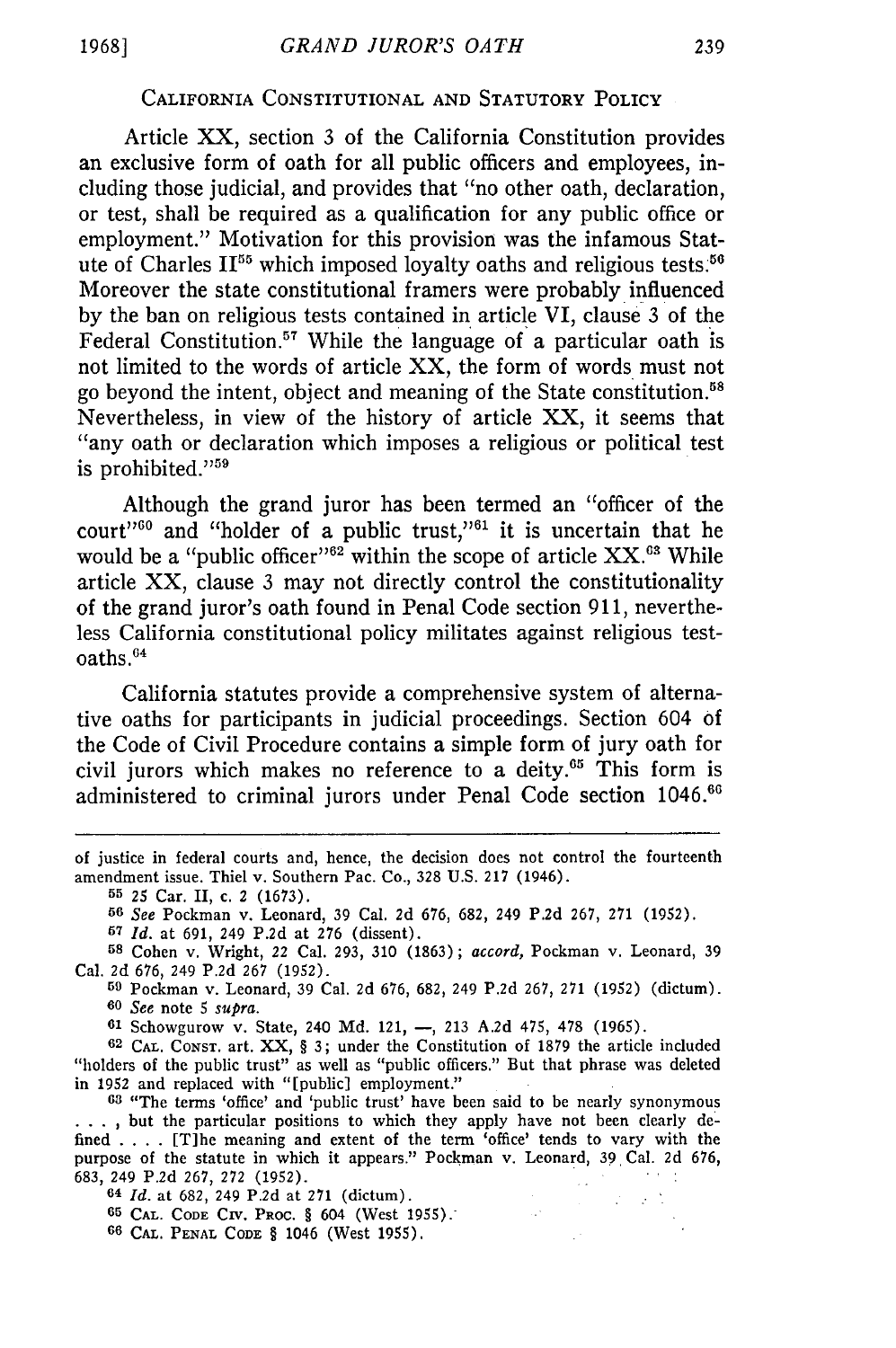## CALIFORNIA CONSTITUTIONAL AND STATUTORY POLICY

Article XX, section 3 of the California Constitution provides an exclusive form of oath for all public officers and employees, including those judicial, and provides that "no other oath, declaration, or test, shall be required as a qualification for any public office or employment." Motivation for this provision was the infamous Statute of Charles II[55] which imposed loyalty oaths and religious tests.[56] Moreover the state constitutional framers were probably influenced by the ban on religious tests contained in article VI, clause 3 of the Federal Constitution.[57] While the language of a particular oath is not limited to the words of article XX, the form of words must not go beyond the intent, object and meaning of the State constitution.[58] Nevertheless, in view of the history of article XX, it seems that "any oath or declaration which imposes a religious or political test is prohibited."[59]

Although the grand juror has been termed an "officer of the court"[60] and "holder of a public trust,"[61] it is uncertain that he would be a "public officer"[62] within the scope of article XX.[63] While article XX, clause 3 may not directly control the constitutionality of the grand juror's oath found in Penal Code section 911, nevertheless California constitutional policy militates against religious test-oaths.[64]

California statutes provide a comprehensive system of alternative oaths for participants in judicial proceedings. Section 604 of the Code of Civil Procedure contains a simple form of jury oath for civil jurors which makes no reference to a deity.[65] This form is administered to criminal jurors under Penal Code section 1046.[66]

---

of justice in federal courts and, hence, the decision does not control the fourteenth amendment issue. Thiel v. Southern Pac. Co., 328 U.S. 217 (1946).

55 25 Car. II, c. 2 (1673).

56 *See* Pockman v. Leonard, 39 Cal. 2d 676, 682, 249 P.2d 267, 271 (1952).

57 *Id.* at 691, 249 P.2d at 276 (dissent).

58 Cohen v. Wright, 22 Cal. 293, 310 (1863); *accord,* Pockman v. Leonard, 39 Cal. 2d 676, 249 P.2d 267 (1952).

59 Pockman v. Leonard, 39 Cal. 2d 676, 682, 249 P.2d 267, 271 (1952) (dictum).

60 *See* note 5 *supra.*

61 Schowgurow v. State, 240 Md. 121, —, 213 A.2d 475, 478 (1965).

62 CAL. CONST. art. XX, § 3; under the Constitution of 1879 the article included "holders of the public trust" as well as "public officers." But that phrase was deleted in 1952 and replaced with "[public] employment."

63 "The terms 'office' and 'public trust' have been said to be nearly synonymous . . . , but the particular positions to which they apply have not been clearly defined . . . . [T]he meaning and extent of the term 'office' tends to vary with the purpose of the statute in which it appears." Pockman v. Leonard, 39 Cal. 2d 676, 683, 249 P.2d 267, 272 (1952).

64 *Id.* at 682, 249 P.2d at 271 (dictum).

65 CAL. CODE CIV. PROC. § 604 (West 1955).

66 CAL. PENAL CODE § 1046 (West 1955).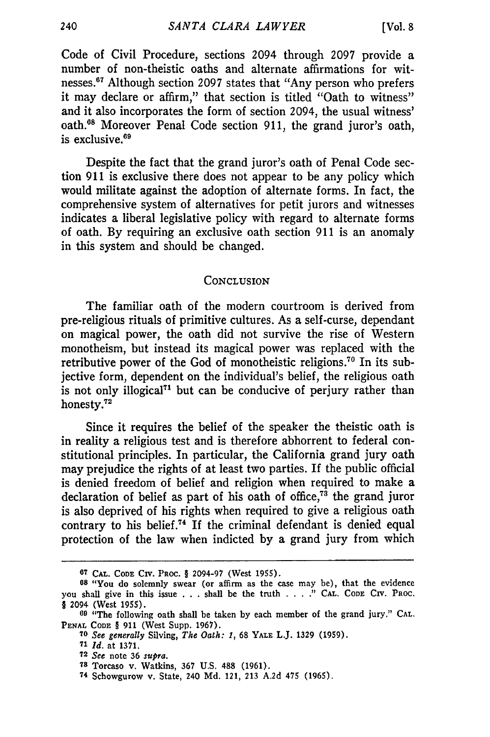Code of Civil Procedure, sections 2094 through 2097 provide a number of non-theistic oaths and alternate affirmations for witnesses.[67] Although section 2097 states that "Any person who prefers it may declare or affirm," that section is titled "Oath to witness" and it also incorporates the form of section 2094, the usual witness' oath.[68] Moreover Penal Code section 911, the grand juror's oath, is exclusive.[69]

Despite the fact that the grand juror's oath of Penal Code section 911 is exclusive there does not appear to be any policy which would militate against the adoption of alternate forms. In fact, the comprehensive system of alternatives for petit jurors and witnesses indicates a liberal legislative policy with regard to alternate forms of oath. By requiring an exclusive oath section 911 is an anomaly in this system and should be changed.

## CONCLUSION

The familiar oath of the modern courtroom is derived from pre-religious rituals of primitive cultures. As a self-curse, dependant on magical power, the oath did not survive the rise of Western monotheism, but instead its magical power was replaced with the retributive power of the God of monotheistic religions.[70] In its subjective form, dependent on the individual's belief, the religious oath is not only illogical[71] but can be conducive of perjury rather than honesty.[72]

Since it requires the belief of the speaker the theistic oath is in reality a religious test and is therefore abhorrent to federal constitutional principles. In particular, the California grand jury oath may prejudice the rights of at least two parties. If the public official is denied freedom of belief and religion when required to make a declaration of belief as part of his oath of office,[73] the grand juror is also deprived of his rights when required to give a religious oath contrary to his belief.[74] If the criminal defendant is denied equal protection of the law when indicted by a grand jury from which

---

[67] CAL. CODE CIV. PROC. § 2094-97 (West 1955).

[68] "You do solemnly swear (or affirm as the case may be), that the evidence you shall give in this issue . . . shall be the truth . . . ." CAL. CODE CIV. PROC. § 2094 (West 1955).

[69] "The following oath shall be taken by each member of the grand jury." CAL. PENAL CODE § 911 (West Supp. 1967).

[70] *See generally* Silving, *The Oath: 1*, 68 YALE L.J. 1329 (1959).

[71] *Id.* at 1371.

[72] *See* note 36 *supra.*

[73] Torcaso v. Watkins, 367 U.S. 488 (1961).

[74] Schowgurow v. State, 240 Md. 121, 213 A.2d 475 (1965).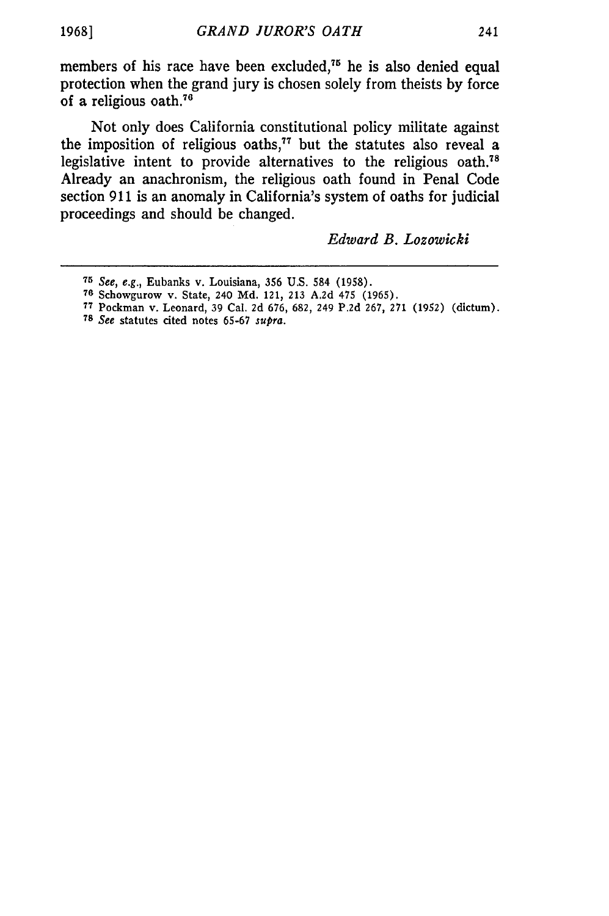members of his race have been excluded,[75] he is also denied equal protection when the grand jury is chosen solely from theists by force of a religious oath.[76]

Not only does California constitutional policy militate against the imposition of religious oaths,[77] but the statutes also reveal a legislative intent to provide alternatives to the religious oath.[78] Already an anachronism, the religious oath found in Penal Code section 911 is an anomaly in California's system of oaths for judicial proceedings and should be changed.

*Edward B. Lozowicki*

---

[75] *See, e.g.*, Eubanks v. Louisiana, 356 U.S. 584 (1958).

[76] Schowgurow v. State, 240 Md. 121, 213 A.2d 475 (1965).

[77] Pockman v. Leonard, 39 Cal. 2d 676, 682, 249 P.2d 267, 271 (1952) (dictum).

[78] *See* statutes cited notes 65-67 *supra*.